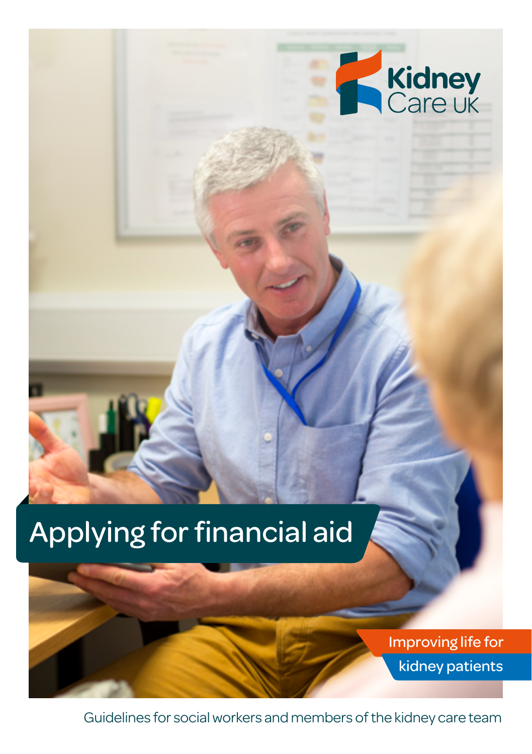Kidney Care UK

# Applying for financial aid

Improving life for kidney patients

Guidelines for social workers and members of the kidney care team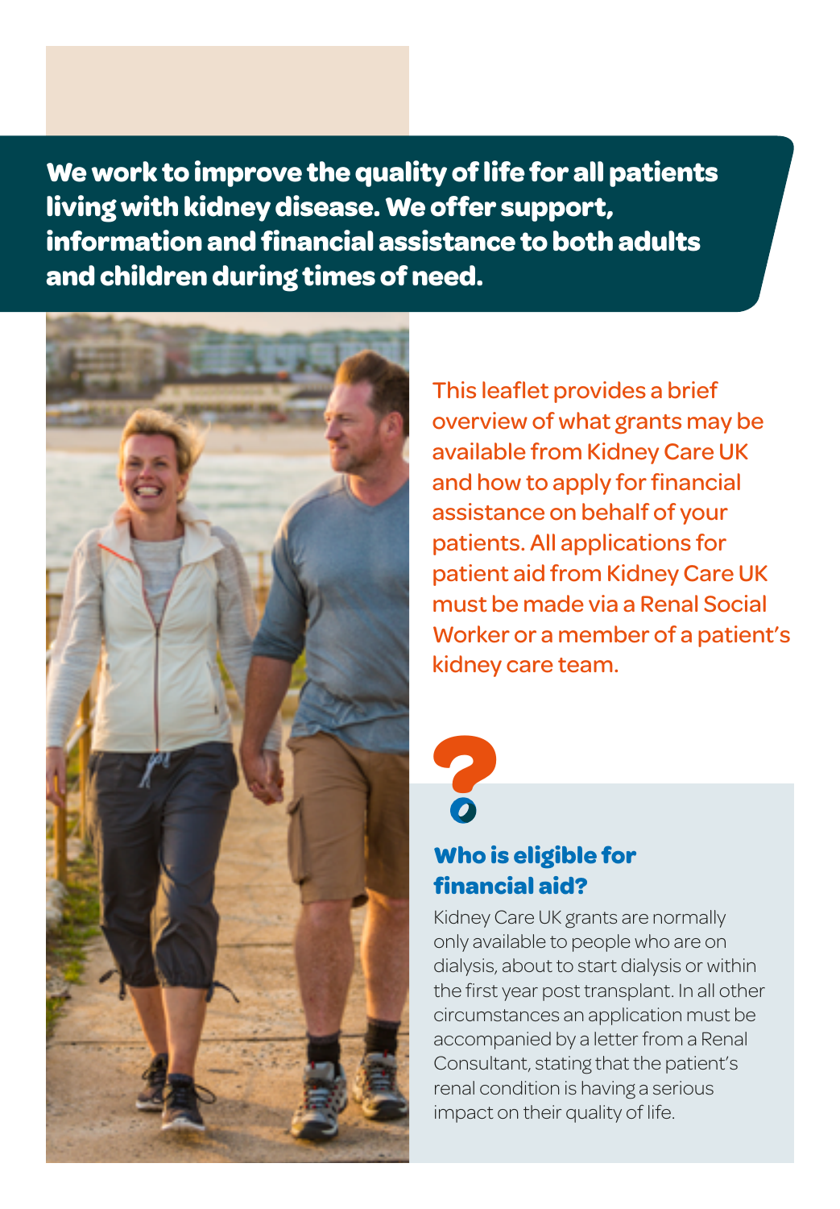**We work to improve the quality of life for all patients living with kidney disease. We offer support, information and financial assistance to both adults and children during times of need.**

This leaflet provides a brief overview of what grants may be available from Kidney Care UK and how to apply for financial assistance on behalf of your patients. All applications for patient aid from Kidney Care UK must be made via a Renal Social Worker or a member of a patient's kidney care team.

## Who is eligible for financial aid?

Kidney Care UK grants are normally only available to people who are on dialysis, about to start dialysis or within the first year post transplant. In all other circumstances an application must be accompanied by a letter from a Renal Consultant, stating that the patient's renal condition is having a serious impact on their quality of life.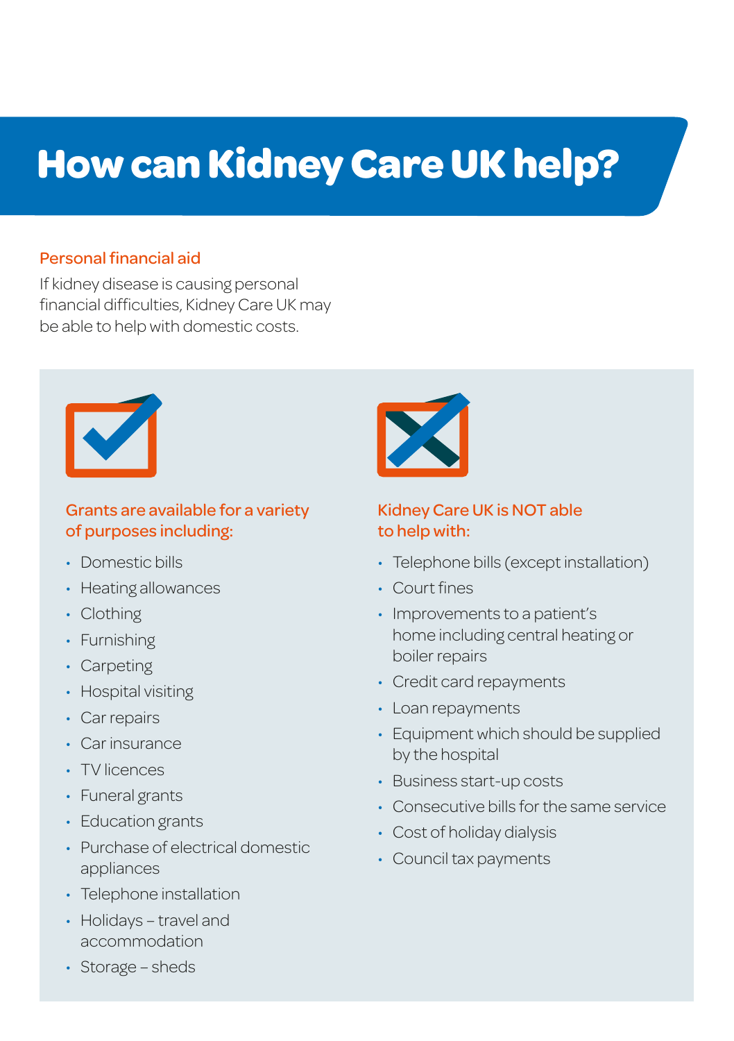# How can Kidney Care UK help?

## Personal financial aid

If kidney disease is causing personal financial difficulties, Kidney Care UK may be able to help with domestic costs.

### Grants are available for a variety of purposes including:

- Domestic bills
- Heating allowances
- Clothing
- Furnishing
- Carpeting
- Hospital visiting
- Car repairs
- Car insurance
- TV licences
- Funeral grants
- Education grants
- Purchase of electrical domestic appliances
- Telephone installation
- Holidays – travel and accommodation
- Storage – sheds

### Kidney Care UK is NOT able to help with:

- Telephone bills (except installation)
- Court fines
- Improvements to a patient's home including central heating or boiler repairs
- Credit card repayments
- Loan repayments
- Equipment which should be supplied by the hospital
- Business start-up costs
- Consecutive bills for the same service
- Cost of holiday dialysis
- Council tax payments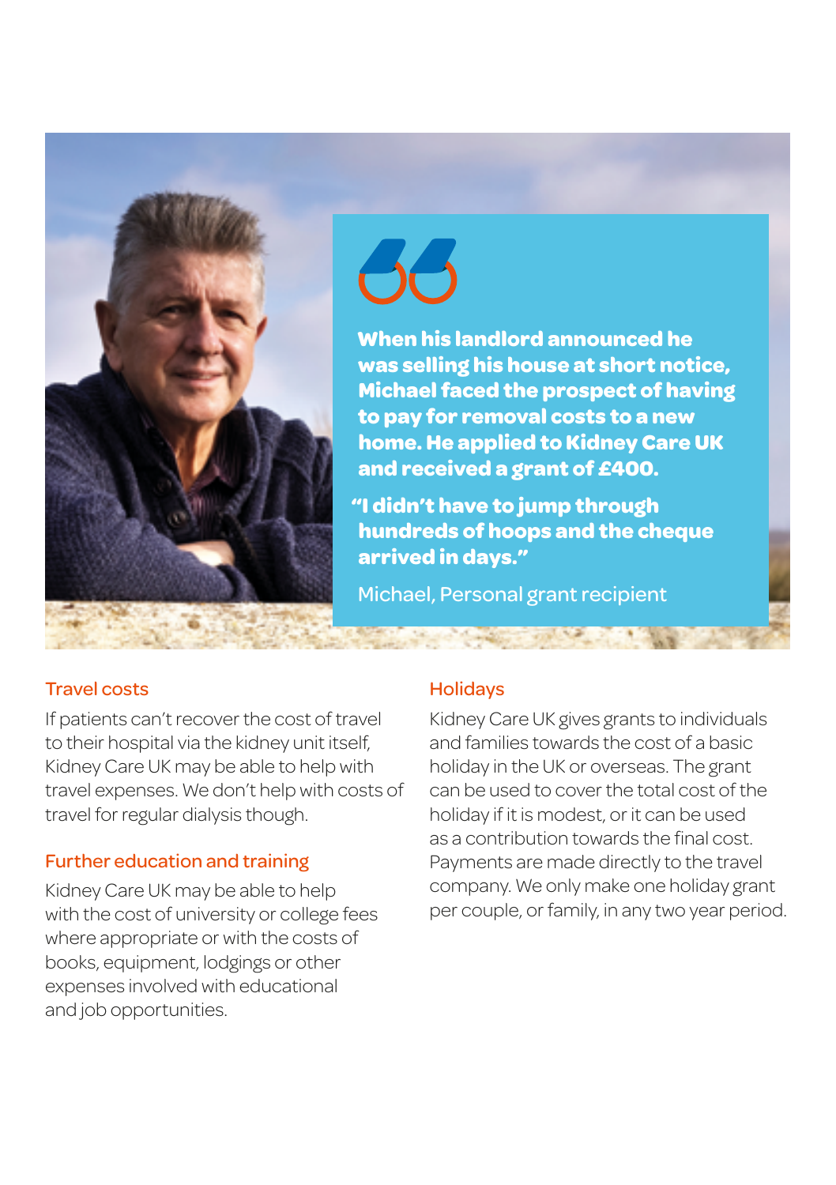**When his landlord announced he was selling his house at short notice, Michael faced the prospect of having to pay for removal costs to a new home. He applied to Kidney Care UK and received a grant of £400.**

**"I didn't have to jump through hundreds of hoops and the cheque arrived in days."**

Michael, Personal grant recipient

## Travel costs

If patients can't recover the cost of travel to their hospital via the kidney unit itself, Kidney Care UK may be able to help with travel expenses. We don't help with costs of travel for regular dialysis though.

## Further education and training

Kidney Care UK may be able to help with the cost of university or college fees where appropriate or with the costs of books, equipment, lodgings or other expenses involved with educational and job opportunities.

## Holidays

Kidney Care UK gives grants to individuals and families towards the cost of a basic holiday in the UK or overseas. The grant can be used to cover the total cost of the holiday if it is modest, or it can be used as a contribution towards the final cost. Payments are made directly to the travel company. We only make one holiday grant per couple, or family, in any two year period.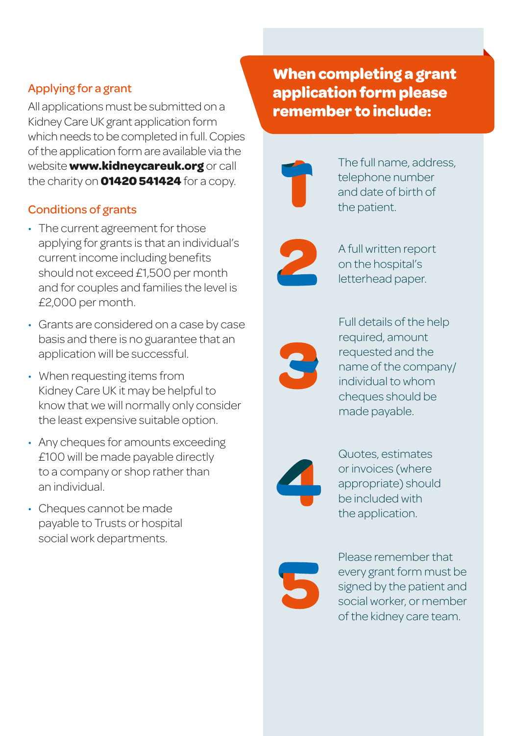## Applying for a grant

All applications must be submitted on a Kidney Care UK grant application form which needs to be completed in full. Copies of the application form are available via the website **www.kidneycareuk.org** or call the charity on **01420 541424** for a copy.

## Conditions of grants

- The current agreement for those applying for grants is that an individual's current income including benefits should not exceed £1,500 per month and for couples and families the level is £2,000 per month.
- Grants are considered on a case by case basis and there is no guarantee that an application will be successful.
- When requesting items from Kidney Care UK it may be helpful to know that we will normally only consider the least expensive suitable option.
- Any cheques for amounts exceeding £100 will be made payable directly to a company or shop rather than an individual.
- Cheques cannot be made payable to Trusts or hospital social work departments.

## When completing a grant application form please remember to include:

1. The full name, address, telephone number and date of birth of the patient.
2. A full written report on the hospital's letterhead paper.
3. Full details of the help required, amount requested and the name of the company/individual to whom cheques should be made payable.
4. Quotes, estimates or invoices (where appropriate) should be included with the application.
5. Please remember that every grant form must be signed by the patient and social worker, or member of the kidney care team.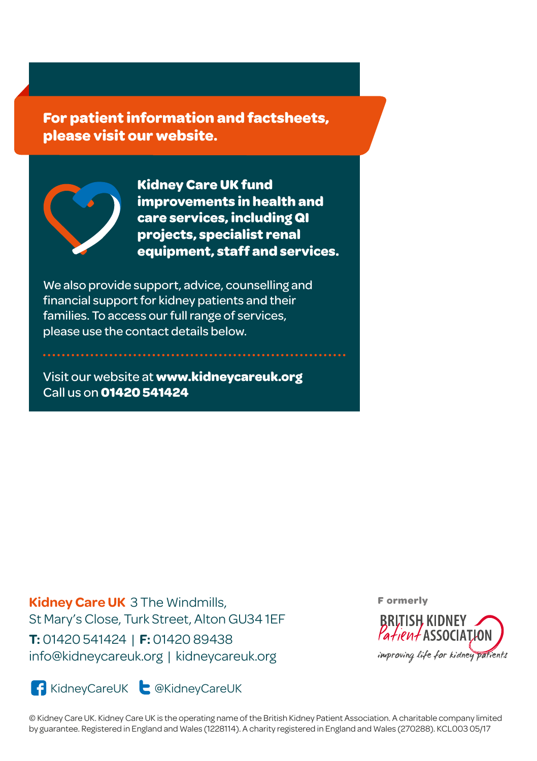**For patient information and factsheets, please visit our website.**

**Kidney Care UK fund improvements in health and care services, including QI projects, specialist renal equipment, staff and services.**

We also provide support, advice, counselling and financial support for kidney patients and their families. To access our full range of services, please use the contact details below.

Visit our website at **www.kidneycareuk.org**
Call us on **01420 541424**

**Kidney Care UK** 3 The Windmills, St Mary's Close, Turk Street, Alton GU34 1EF
**T:** 01420 541424 | **F:** 01420 89438
info@kidneycareuk.org | kidneycareuk.org

KidneyCareUK @KidneyCareUK

Formerly
BRITISH KIDNEY Patient ASSOCIATION
improving life for kidney patients

© Kidney Care UK. Kidney Care UK is the operating name of the British Kidney Patient Association. A charitable company limited by guarantee. Registered in England and Wales (1228114). A charity registered in England and Wales (270288). KCL003 05/17